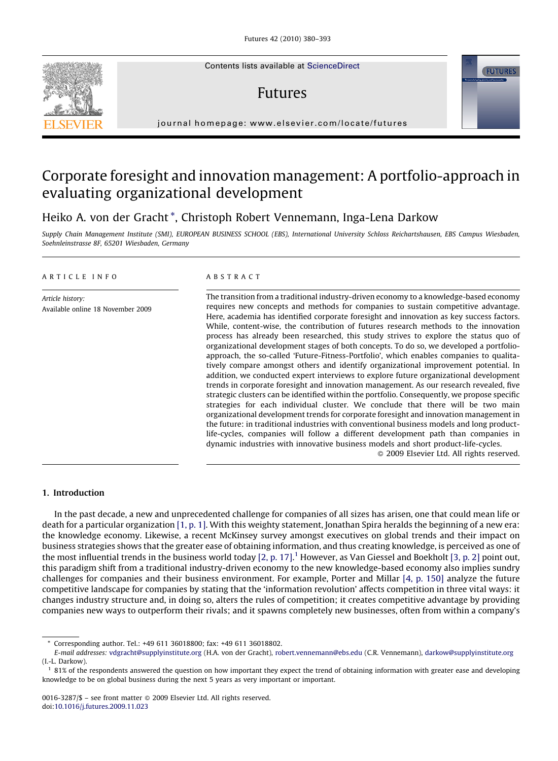Contents lists available at ScienceDirect

# Futures

journal homepage: www.elsevier.com/locate/futures

# Corporate foresight and innovation management: A portfolio-approach in evaluating organizational development

Heiko A. von der Gracht *, Christoph Robert Vennemann, Inga-Lena Darkow

*Supply Chain Management Institute (SMI), EUROPEAN BUSINESS SCHOOL (EBS), International University Schloss Reichartshausen, EBS Campus Wiesbaden, Soehnleinstrasse 8F, 65201 Wiesbaden, Germany*

ARTICLE INFO

*Article history:*
Available online 18 November 2009

ABSTRACT

The transition from a traditional industry-driven economy to a knowledge-based economy requires new concepts and methods for companies to sustain competitive advantage. Here, academia has identified corporate foresight and innovation as key success factors. While, content-wise, the contribution of futures research methods to the innovation process has already been researched, this study strives to explore the status quo of organizational development stages of both concepts. To do so, we developed a portfolio-approach, the so-called 'Future-Fitness-Portfolio', which enables companies to qualitatively compare amongst others and identify organizational improvement potential. In addition, we conducted expert interviews to explore future organizational development trends in corporate foresight and innovation management. As our research revealed, five strategic clusters can be identified within the portfolio. Consequently, we propose specific strategies for each individual cluster. We conclude that there will be two main organizational development trends for corporate foresight and innovation management in the future: in traditional industries with conventional business models and long product-life-cycles, companies will follow a different development path than companies in dynamic industries with innovative business models and short product-life-cycles.

© 2009 Elsevier Ltd. All rights reserved.

## 1. Introduction

In the past decade, a new and unprecedented challenge for companies of all sizes has arisen, one that could mean life or death for a particular organization [1, p. 1]. With this weighty statement, Jonathan Spira heralds the beginning of a new era: the knowledge economy. Likewise, a recent McKinsey survey amongst executives on global trends and their impact on business strategies shows that the greater ease of obtaining information, and thus creating knowledge, is perceived as one of the most influential trends in the business world today [2, p. 17].[1] However, as Van Giessel and Boekholt [3, p. 2] point out, this paradigm shift from a traditional industry-driven economy to the new knowledge-based economy also implies sundry challenges for companies and their business environment. For example, Porter and Millar [4, p. 150] analyze the future competitive landscape for companies by stating that the 'information revolution' affects competition in three vital ways: it changes industry structure and, in doing so, alters the rules of competition; it creates competitive advantage by providing companies new ways to outperform their rivals; and it spawns completely new businesses, often from within a company's

---

* Corresponding author. Tel.: +49 611 36018800; fax: +49 611 36018802.
*E-mail addresses:* vdgracht@supplyinstitute.org (H.A. von der Gracht), robert.vennemann@ebs.edu (C.R. Vennemann), darkow@supplyinstitute.org (I.-L. Darkow).

[1] 81% of the respondents answered the question on how important they expect the trend of obtaining information with greater ease and developing knowledge to be on global business during the next 5 years as very important or important.

0016-3287/$ – see front matter © 2009 Elsevier Ltd. All rights reserved.
doi:10.1016/j.futures.2009.11.023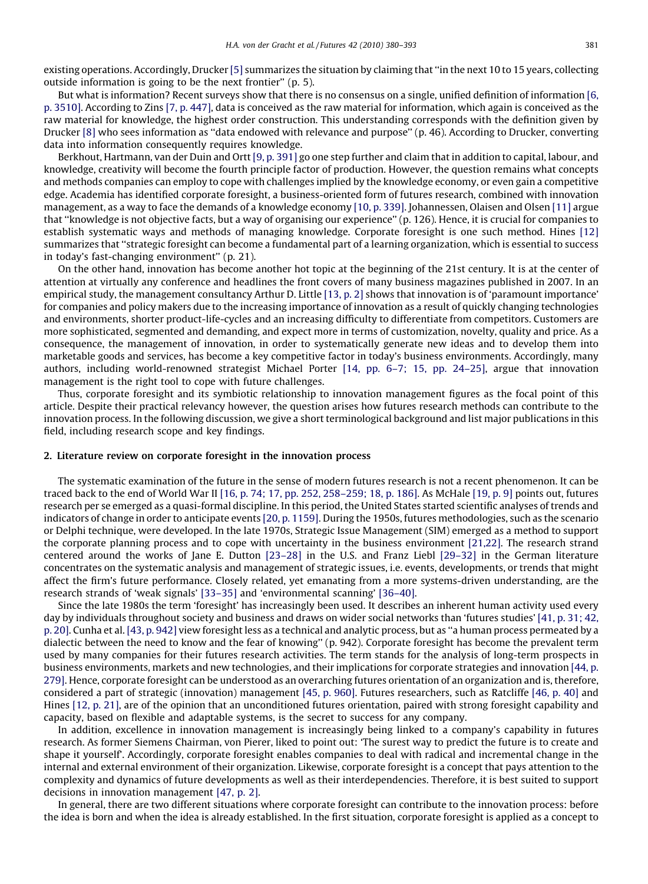existing operations. Accordingly, Drucker [5] summarizes the situation by claiming that ''in the next 10 to 15 years, collecting outside information is going to be the next frontier'' (p. 5).

But what is information? Recent surveys show that there is no consensus on a single, unified definition of information [6, p. 3510]. According to Zins [7, p. 447], data is conceived as the raw material for information, which again is conceived as the raw material for knowledge, the highest order construction. This understanding corresponds with the definition given by Drucker [8] who sees information as ''data endowed with relevance and purpose'' (p. 46). According to Drucker, converting data into information consequently requires knowledge.

Berkhout, Hartmann, van der Duin and Ortt [9, p. 391] go one step further and claim that in addition to capital, labour, and knowledge, creativity will become the fourth principle factor of production. However, the question remains what concepts and methods companies can employ to cope with challenges implied by the knowledge economy, or even gain a competitive edge. Academia has identified corporate foresight, a business-oriented form of futures research, combined with innovation management, as a way to face the demands of a knowledge economy [10, p. 339]. Johannessen, Olaisen and Olsen [11] argue that ''knowledge is not objective facts, but a way of organising our experience'' (p. 126). Hence, it is crucial for companies to establish systematic ways and methods of managing knowledge. Corporate foresight is one such method. Hines [12] summarizes that ''strategic foresight can become a fundamental part of a learning organization, which is essential to success in today's fast-changing environment'' (p. 21).

On the other hand, innovation has become another hot topic at the beginning of the 21st century. It is at the center of attention at virtually any conference and headlines the front covers of many business magazines published in 2007. In an empirical study, the management consultancy Arthur D. Little [13, p. 2] shows that innovation is of 'paramount importance' for companies and policy makers due to the increasing importance of innovation as a result of quickly changing technologies and environments, shorter product-life-cycles and an increasing difficulty to differentiate from competitors. Customers are more sophisticated, segmented and demanding, and expect more in terms of customization, novelty, quality and price. As a consequence, the management of innovation, in order to systematically generate new ideas and to develop them into marketable goods and services, has become a key competitive factor in today's business environments. Accordingly, many authors, including world-renowned strategist Michael Porter [14, pp. 6–7; 15, pp. 24–25], argue that innovation management is the right tool to cope with future challenges.

Thus, corporate foresight and its symbiotic relationship to innovation management figures as the focal point of this article. Despite their practical relevancy however, the question arises how futures research methods can contribute to the innovation process. In the following discussion, we give a short terminological background and list major publications in this field, including research scope and key findings.

## 2. Literature review on corporate foresight in the innovation process

The systematic examination of the future in the sense of modern futures research is not a recent phenomenon. It can be traced back to the end of World War II [16, p. 74; 17, pp. 252, 258–259; 18, p. 186]. As McHale [19, p. 9] points out, futures research per se emerged as a quasi-formal discipline. In this period, the United States started scientific analyses of trends and indicators of change in order to anticipate events [20, p. 1159]. During the 1950s, futures methodologies, such as the scenario or Delphi technique, were developed. In the late 1970s, Strategic Issue Management (SIM) emerged as a method to support the corporate planning process and to cope with uncertainty in the business environment [21,22]. The research strand centered around the works of Jane E. Dutton [23–28] in the U.S. and Franz Liebl [29–32] in the German literature concentrates on the systematic analysis and management of strategic issues, i.e. events, developments, or trends that might affect the firm's future performance. Closely related, yet emanating from a more systems-driven understanding, are the research strands of 'weak signals' [33–35] and 'environmental scanning' [36–40].

Since the late 1980s the term 'foresight' has increasingly been used. It describes an inherent human activity used every day by individuals throughout society and business and draws on wider social networks than 'futures studies' [41, p. 31; 42, p. 20]. Cunha et al. [43, p. 942] view foresight less as a technical and analytic process, but as ''a human process permeated by a dialectic between the need to know and the fear of knowing'' (p. 942). Corporate foresight has become the prevalent term used by many companies for their futures research activities. The term stands for the analysis of long-term prospects in business environments, markets and new technologies, and their implications for corporate strategies and innovation [44, p. 279]. Hence, corporate foresight can be understood as an overarching futures orientation of an organization and is, therefore, considered a part of strategic (innovation) management [45, p. 960]. Futures researchers, such as Ratcliffe [46, p. 40] and Hines [12, p. 21], are of the opinion that an unconditioned futures orientation, paired with strong foresight capability and capacity, based on flexible and adaptable systems, is the secret to success for any company.

In addition, excellence in innovation management is increasingly being linked to a company's capability in futures research. As former Siemens Chairman, von Pierer, liked to point out: 'The surest way to predict the future is to create and shape it yourself'. Accordingly, corporate foresight enables companies to deal with radical and incremental change in the internal and external environment of their organization. Likewise, corporate foresight is a concept that pays attention to the complexity and dynamics of future developments as well as their interdependencies. Therefore, it is best suited to support decisions in innovation management [47, p. 2].

In general, there are two different situations where corporate foresight can contribute to the innovation process: before the idea is born and when the idea is already established. In the first situation, corporate foresight is applied as a concept to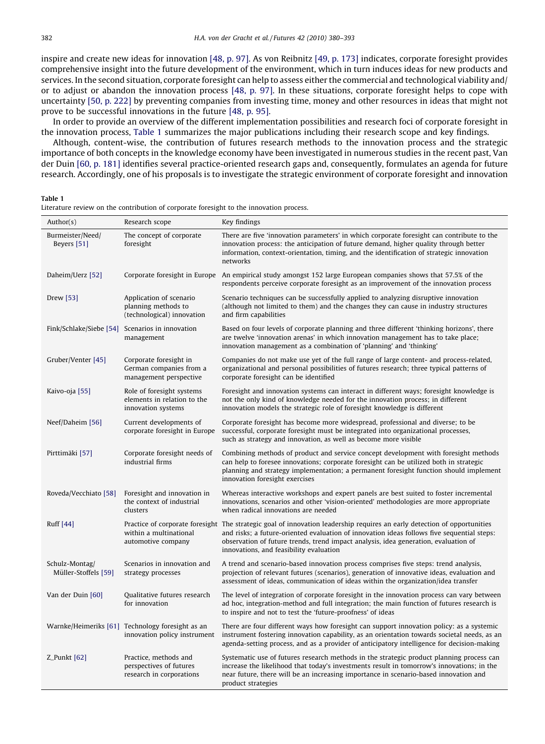inspire and create new ideas for innovation [48, p. 97]. As von Reibnitz [49, p. 173] indicates, corporate foresight provides comprehensive insight into the future development of the environment, which in turn induces ideas for new products and services. In the second situation, corporate foresight can help to assess either the commercial and technological viability and/or to adjust or abandon the innovation process [48, p. 97]. In these situations, corporate foresight helps to cope with uncertainty [50, p. 222] by preventing companies from investing time, money and other resources in ideas that might not prove to be successful innovations in the future [48, p. 95].

In order to provide an overview of the different implementation possibilities and research foci of corporate foresight in the innovation process, Table 1 summarizes the major publications including their research scope and key findings.

Although, content-wise, the contribution of futures research methods to the innovation process and the strategic importance of both concepts in the knowledge economy have been investigated in numerous studies in the recent past, Van der Duin [60, p. 181] identifies several practice-oriented research gaps and, consequently, formulates an agenda for future research. Accordingly, one of his proposals is to investigate the strategic environment of corporate foresight and innovation

**Table 1**
Literature review on the contribution of corporate foresight to the innovation process.

| Author(s) | Research scope | Key findings |
|---|---|---|
| Burmeister/Need/Beyers [51] | The concept of corporate foresight | There are five 'innovation parameters' in which corporate foresight can contribute to the innovation process: the anticipation of future demand, higher quality through better information, context-orientation, timing, and the identification of strategic innovation networks |
| Daheim/Uerz [52] | Corporate foresight in Europe | An empirical study amongst 152 large European companies shows that 57.5% of the respondents perceive corporate foresight as an improvement of the innovation process |
| Drew [53] | Application of scenario planning methods to (technological) innovation | Scenario techniques can be successfully applied to analyzing disruptive innovation (although not limited to them) and the changes they can cause in industry structures and firm capabilities |
| Fink/Schlake/Siebe [54] | Scenarios in innovation management | Based on four levels of corporate planning and three different 'thinking horizons', there are twelve 'innovation arenas' in which innovation management has to take place; innovation management as a combination of 'planning' and 'thinking' |
| Gruber/Venter [45] | Corporate foresight in German companies from a management perspective | Companies do not make use yet of the full range of large content- and process-related, organizational and personal possibilities of futures research; three typical patterns of corporate foresight can be identified |
| Kaivo-oja [55] | Role of foresight systems elements in relation to the innovation systems | Foresight and innovation systems can interact in different ways; foresight knowledge is not the only kind of knowledge needed for the innovation process; in different innovation models the strategic role of foresight knowledge is different |
| Neef/Daheim [56] | Current developments of corporate foresight in Europe | Corporate foresight has become more widespread, professional and diverse; to be successful, corporate foresight must be integrated into organizational processes, such as strategy and innovation, as well as become more visible |
| Pirttimäki [57] | Corporate foresight needs of industrial firms | Combining methods of product and service concept development with foresight methods can help to foresee innovations; corporate foresight can be utilized both in strategic planning and strategy implementation; a permanent foresight function should implement innovation foresight exercises |
| Roveda/Vecchiato [58] | Foresight and innovation in the context of industrial clusters | Whereas interactive workshops and expert panels are best suited to foster incremental innovations, scenarios and other 'vision-oriented' methodologies are more appropriate when radical innovations are needed |
| Ruff [44] | Practice of corporate foresight within a multinational automotive company | The strategic goal of innovation leadership requires an early detection of opportunities and risks; a future-oriented evaluation of innovation ideas follows five sequential steps: observation of future trends, trend impact analysis, idea generation, evaluation of innovations, and feasibility evaluation |
| Schulz-Montag/Müller-Stoffels [59] | Scenarios in innovation and strategy processes | A trend and scenario-based innovation process comprises five steps: trend analysis, projection of relevant futures (scenarios), generation of innovative ideas, evaluation and assessment of ideas, communication of ideas within the organization/idea transfer |
| Van der Duin [60] | Qualitative futures research for innovation | The level of integration of corporate foresight in the innovation process can vary between ad hoc, integration-method and full integration; the main function of futures research is to inspire and not to test the 'future-proofness' of ideas |
| Warnke/Heimeriks [61] | Technology foresight as an innovation policy instrument | There are four different ways how foresight can support innovation policy: as a systemic instrument fostering innovation capability, as an orientation towards societal needs, as an agenda-setting process, and as a provider of anticipatory intelligence for decision-making |
| Z_Punkt [62] | Practice, methods and perspectives of futures research in corporations | Systematic use of futures research methods in the strategic product planning process can increase the likelihood that today's investments result in tomorrow's innovations; in the near future, there will be an increasing importance in scenario-based innovation and product strategies |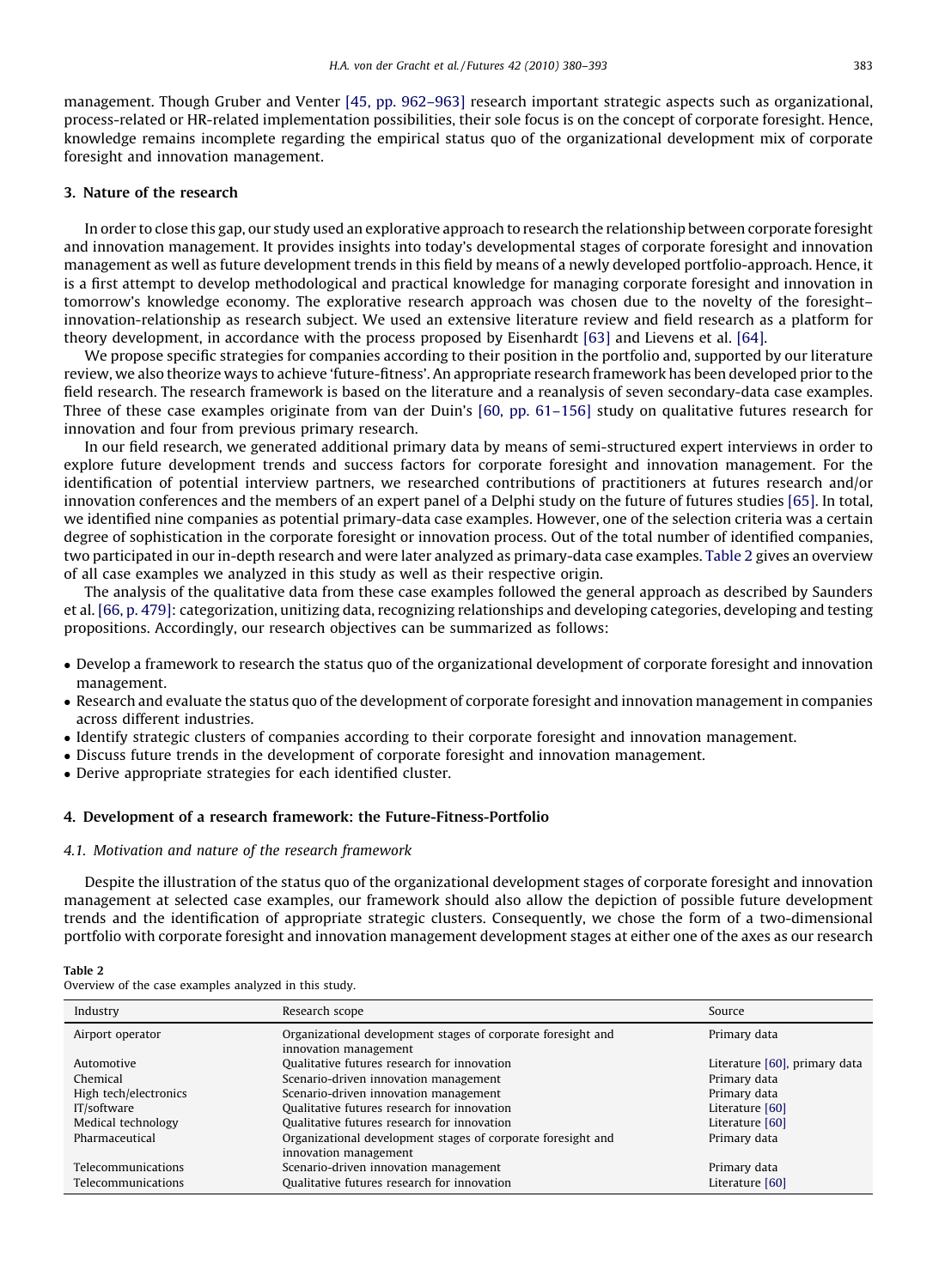management. Though Gruber and Venter [45, pp. 962–963] research important strategic aspects such as organizational, process-related or HR-related implementation possibilities, their sole focus is on the concept of corporate foresight. Hence, knowledge remains incomplete regarding the empirical status quo of the organizational development mix of corporate foresight and innovation management.

## 3. Nature of the research

In order to close this gap, our study used an explorative approach to research the relationship between corporate foresight and innovation management. It provides insights into today's developmental stages of corporate foresight and innovation management as well as future development trends in this field by means of a newly developed portfolio-approach. Hence, it is a first attempt to develop methodological and practical knowledge for managing corporate foresight and innovation in tomorrow's knowledge economy. The explorative research approach was chosen due to the novelty of the foresight–innovation-relationship as research subject. We used an extensive literature review and field research as a platform for theory development, in accordance with the process proposed by Eisenhardt [63] and Lievens et al. [64].

We propose specific strategies for companies according to their position in the portfolio and, supported by our literature review, we also theorize ways to achieve 'future-fitness'. An appropriate research framework has been developed prior to the field research. The research framework is based on the literature and a reanalysis of seven secondary-data case examples. Three of these case examples originate from van der Duin's [60, pp. 61–156] study on qualitative futures research for innovation and four from previous primary research.

In our field research, we generated additional primary data by means of semi-structured expert interviews in order to explore future development trends and success factors for corporate foresight and innovation management. For the identification of potential interview partners, we researched contributions of practitioners at futures research and/or innovation conferences and the members of an expert panel of a Delphi study on the future of futures studies [65]. In total, we identified nine companies as potential primary-data case examples. However, one of the selection criteria was a certain degree of sophistication in the corporate foresight or innovation process. Out of the total number of identified companies, two participated in our in-depth research and were later analyzed as primary-data case examples. Table 2 gives an overview of all case examples we analyzed in this study as well as their respective origin.

The analysis of the qualitative data from these case examples followed the general approach as described by Saunders et al. [66, p. 479]: categorization, unitizing data, recognizing relationships and developing categories, developing and testing propositions. Accordingly, our research objectives can be summarized as follows:

- Develop a framework to research the status quo of the organizational development of corporate foresight and innovation management.
- Research and evaluate the status quo of the development of corporate foresight and innovation management in companies across different industries.
- Identify strategic clusters of companies according to their corporate foresight and innovation management.
- Discuss future trends in the development of corporate foresight and innovation management.
- Derive appropriate strategies for each identified cluster.

## 4. Development of a research framework: the Future-Fitness-Portfolio

### 4.1. Motivation and nature of the research framework

Despite the illustration of the status quo of the organizational development stages of corporate foresight and innovation management at selected case examples, our framework should also allow the depiction of possible future development trends and the identification of appropriate strategic clusters. Consequently, we chose the form of a two-dimensional portfolio with corporate foresight and innovation management development stages at either one of the axes as our research

**Table 2**
Overview of the case examples analyzed in this study.

| Industry | Research scope | Source |
|---|---|---|
| Airport operator | Organizational development stages of corporate foresight and innovation management | Primary data |
| Automotive | Qualitative futures research for innovation | Literature [60], primary data |
| Chemical | Scenario-driven innovation management | Primary data |
| High tech/electronics | Scenario-driven innovation management | Primary data |
| IT/software | Qualitative futures research for innovation | Literature [60] |
| Medical technology | Qualitative futures research for innovation | Literature [60] |
| Pharmaceutical | Organizational development stages of corporate foresight and innovation management | Primary data |
| Telecommunications | Scenario-driven innovation management | Primary data |
| Telecommunications | Qualitative futures research for innovation | Literature [60] |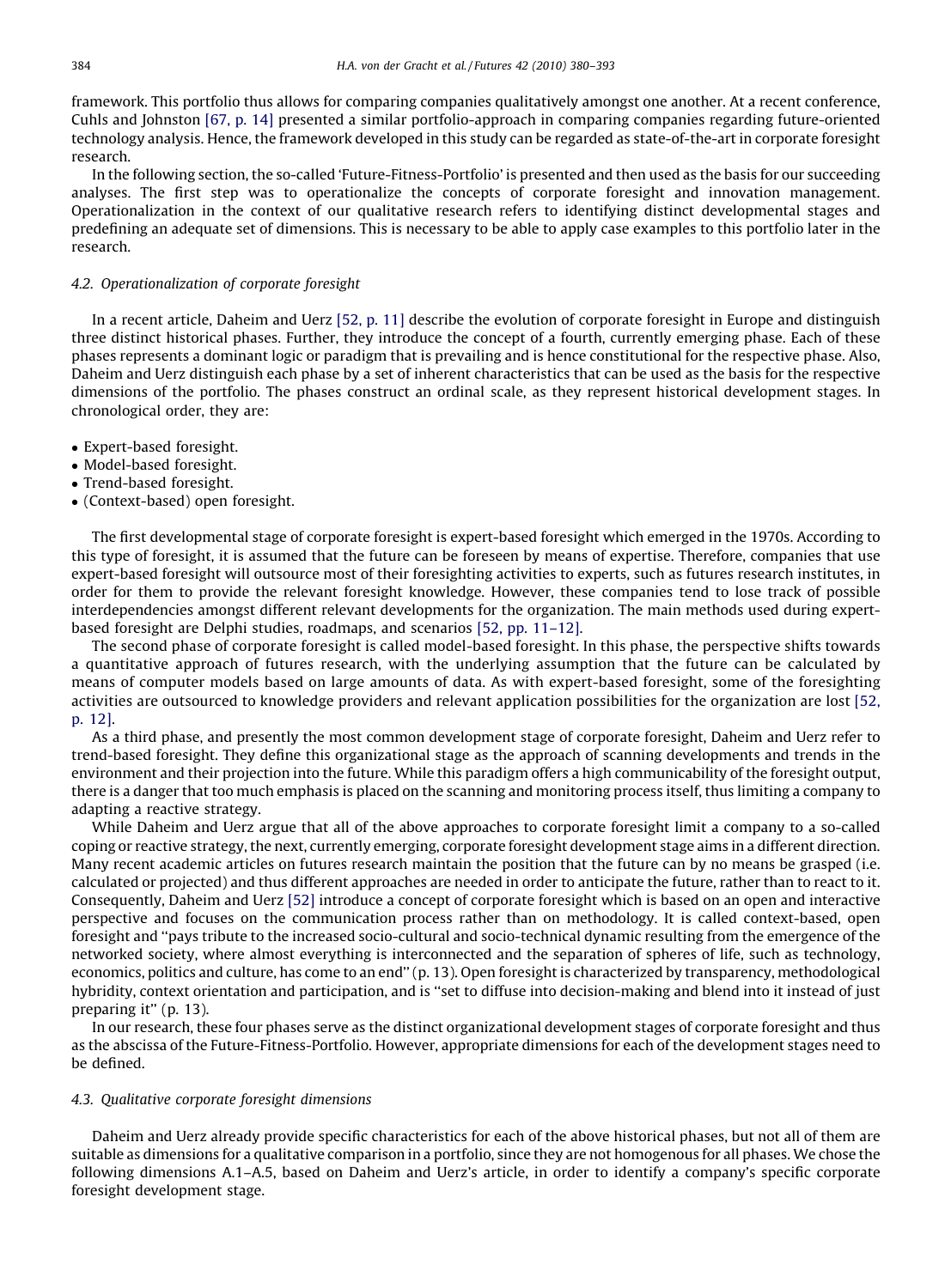framework. This portfolio thus allows for comparing companies qualitatively amongst one another. At a recent conference, Cuhls and Johnston [67, p. 14] presented a similar portfolio-approach in comparing companies regarding future-oriented technology analysis. Hence, the framework developed in this study can be regarded as state-of-the-art in corporate foresight research.

In the following section, the so-called 'Future-Fitness-Portfolio' is presented and then used as the basis for our succeeding analyses. The first step was to operationalize the concepts of corporate foresight and innovation management. Operationalization in the context of our qualitative research refers to identifying distinct developmental stages and predefining an adequate set of dimensions. This is necessary to be able to apply case examples to this portfolio later in the research.

### 4.2. Operationalization of corporate foresight

In a recent article, Daheim and Uerz [52, p. 11] describe the evolution of corporate foresight in Europe and distinguish three distinct historical phases. Further, they introduce the concept of a fourth, currently emerging phase. Each of these phases represents a dominant logic or paradigm that is prevailing and is hence constitutional for the respective phase. Also, Daheim and Uerz distinguish each phase by a set of inherent characteristics that can be used as the basis for the respective dimensions of the portfolio. The phases construct an ordinal scale, as they represent historical development stages. In chronological order, they are:

- Expert-based foresight.
- Model-based foresight.
- Trend-based foresight.
- (Context-based) open foresight.

The first developmental stage of corporate foresight is expert-based foresight which emerged in the 1970s. According to this type of foresight, it is assumed that the future can be foreseen by means of expertise. Therefore, companies that use expert-based foresight will outsource most of their foresighting activities to experts, such as futures research institutes, in order for them to provide the relevant foresight knowledge. However, these companies tend to lose track of possible interdependencies amongst different relevant developments for the organization. The main methods used during expert-based foresight are Delphi studies, roadmaps, and scenarios [52, pp. 11–12].

The second phase of corporate foresight is called model-based foresight. In this phase, the perspective shifts towards a quantitative approach of futures research, with the underlying assumption that the future can be calculated by means of computer models based on large amounts of data. As with expert-based foresight, some of the foresighting activities are outsourced to knowledge providers and relevant application possibilities for the organization are lost [52, p. 12].

As a third phase, and presently the most common development stage of corporate foresight, Daheim and Uerz refer to trend-based foresight. They define this organizational stage as the approach of scanning developments and trends in the environment and their projection into the future. While this paradigm offers a high communicability of the foresight output, there is a danger that too much emphasis is placed on the scanning and monitoring process itself, thus limiting a company to adapting a reactive strategy.

While Daheim and Uerz argue that all of the above approaches to corporate foresight limit a company to a so-called coping or reactive strategy, the next, currently emerging, corporate foresight development stage aims in a different direction. Many recent academic articles on futures research maintain the position that the future can by no means be grasped (i.e. calculated or projected) and thus different approaches are needed in order to anticipate the future, rather than to react to it. Consequently, Daheim and Uerz [52] introduce a concept of corporate foresight which is based on an open and interactive perspective and focuses on the communication process rather than on methodology. It is called context-based, open foresight and "pays tribute to the increased socio-cultural and socio-technical dynamic resulting from the emergence of the networked society, where almost everything is interconnected and the separation of spheres of life, such as technology, economics, politics and culture, has come to an end" (p. 13). Open foresight is characterized by transparency, methodological hybridity, context orientation and participation, and is "set to diffuse into decision-making and blend into it instead of just preparing it" (p. 13).

In our research, these four phases serve as the distinct organizational development stages of corporate foresight and thus as the abscissa of the Future-Fitness-Portfolio. However, appropriate dimensions for each of the development stages need to be defined.

### 4.3. Qualitative corporate foresight dimensions

Daheim and Uerz already provide specific characteristics for each of the above historical phases, but not all of them are suitable as dimensions for a qualitative comparison in a portfolio, since they are not homogenous for all phases. We chose the following dimensions A.1–A.5, based on Daheim and Uerz's article, in order to identify a company's specific corporate foresight development stage.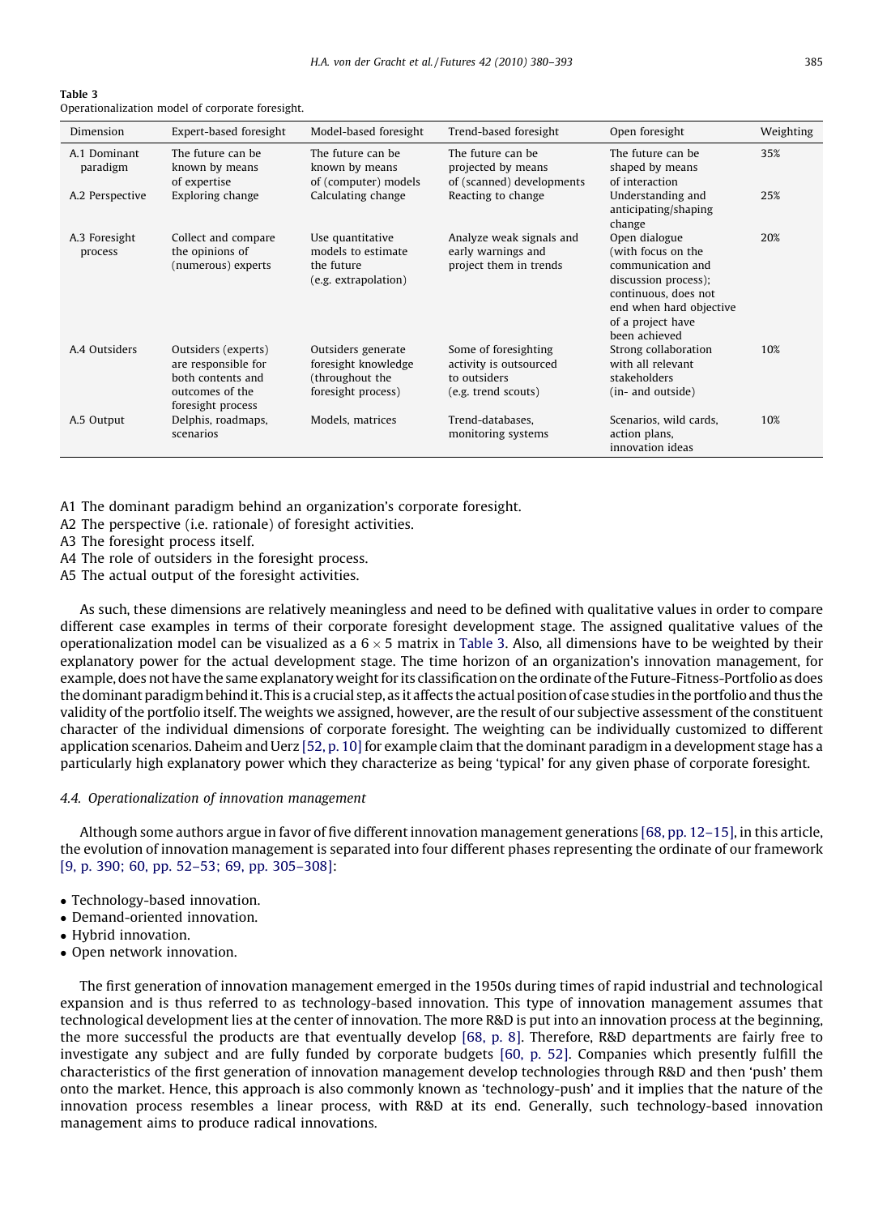**Table 3**
Operationalization model of corporate foresight.

| Dimension | Expert-based foresight | Model-based foresight | Trend-based foresight | Open foresight | Weighting |
|---|---|---|---|---|---|
| A.1 Dominant paradigm | The future can be known by means of expertise | The future can be known by means of (computer) models | The future can be projected by means of (scanned) developments | The future can be shaped by means of interaction | 35% |
| A.2 Perspective | Exploring change | Calculating change | Reacting to change | Understanding and anticipating/shaping change | 25% |
| A.3 Foresight process | Collect and compare the opinions of (numerous) experts | Use quantitative models to estimate the future (e.g. extrapolation) | Analyze weak signals and early warnings and project them in trends | Open dialogue (with focus on the communication and discussion process); continuous, does not end when hard objective of a project have been achieved | 20% |
| A.4 Outsiders | Outsiders (experts) are responsible for both contents and outcomes of the foresight process | Outsiders generate foresight knowledge (throughout the foresight process) | Some of foresighting activity is outsourced to outsiders (e.g. trend scouts) | Strong collaboration with all relevant stakeholders (in- and outside) | 10% |
| A.5 Output | Delphis, roadmaps, scenarios | Models, matrices | Trend-databases, monitoring systems | Scenarios, wild cards, action plans, innovation ideas | 10% |

A1 The dominant paradigm behind an organization's corporate foresight.
A2 The perspective (i.e. rationale) of foresight activities.
A3 The foresight process itself.
A4 The role of outsiders in the foresight process.
A5 The actual output of the foresight activities.

As such, these dimensions are relatively meaningless and need to be defined with qualitative values in order to compare different case examples in terms of their corporate foresight development stage. The assigned qualitative values of the operationalization model can be visualized as a $6 \times 5$ matrix in Table 3. Also, all dimensions have to be weighted by their explanatory power for the actual development stage. The time horizon of an organization's innovation management, for example, does not have the same explanatory weight for its classification on the ordinate of the Future-Fitness-Portfolio as does the dominant paradigm behind it. This is a crucial step, as it affects the actual position of case studies in the portfolio and thus the validity of the portfolio itself. The weights we assigned, however, are the result of our subjective assessment of the constituent character of the individual dimensions of corporate foresight. The weighting can be individually customized to different application scenarios. Daheim and Uerz [52, p. 10] for example claim that the dominant paradigm in a development stage has a particularly high explanatory power which they characterize as being 'typical' for any given phase of corporate foresight.

### *4.4. Operationalization of innovation management*

Although some authors argue in favor of five different innovation management generations [68, pp. 12–15], in this article, the evolution of innovation management is separated into four different phases representing the ordinate of our framework [9, p. 390; 60, pp. 52–53; 69, pp. 305–308]:

- Technology-based innovation.
- Demand-oriented innovation.
- Hybrid innovation.
- Open network innovation.

The first generation of innovation management emerged in the 1950s during times of rapid industrial and technological expansion and is thus referred to as technology-based innovation. This type of innovation management assumes that technological development lies at the center of innovation. The more R&D is put into an innovation process at the beginning, the more successful the products are that eventually develop [68, p. 8]. Therefore, R&D departments are fairly free to investigate any subject and are fully funded by corporate budgets [60, p. 52]. Companies which presently fulfill the characteristics of the first generation of innovation management develop technologies through R&D and then 'push' them onto the market. Hence, this approach is also commonly known as 'technology-push' and it implies that the nature of the innovation process resembles a linear process, with R&D at its end. Generally, such technology-based innovation management aims to produce radical innovations.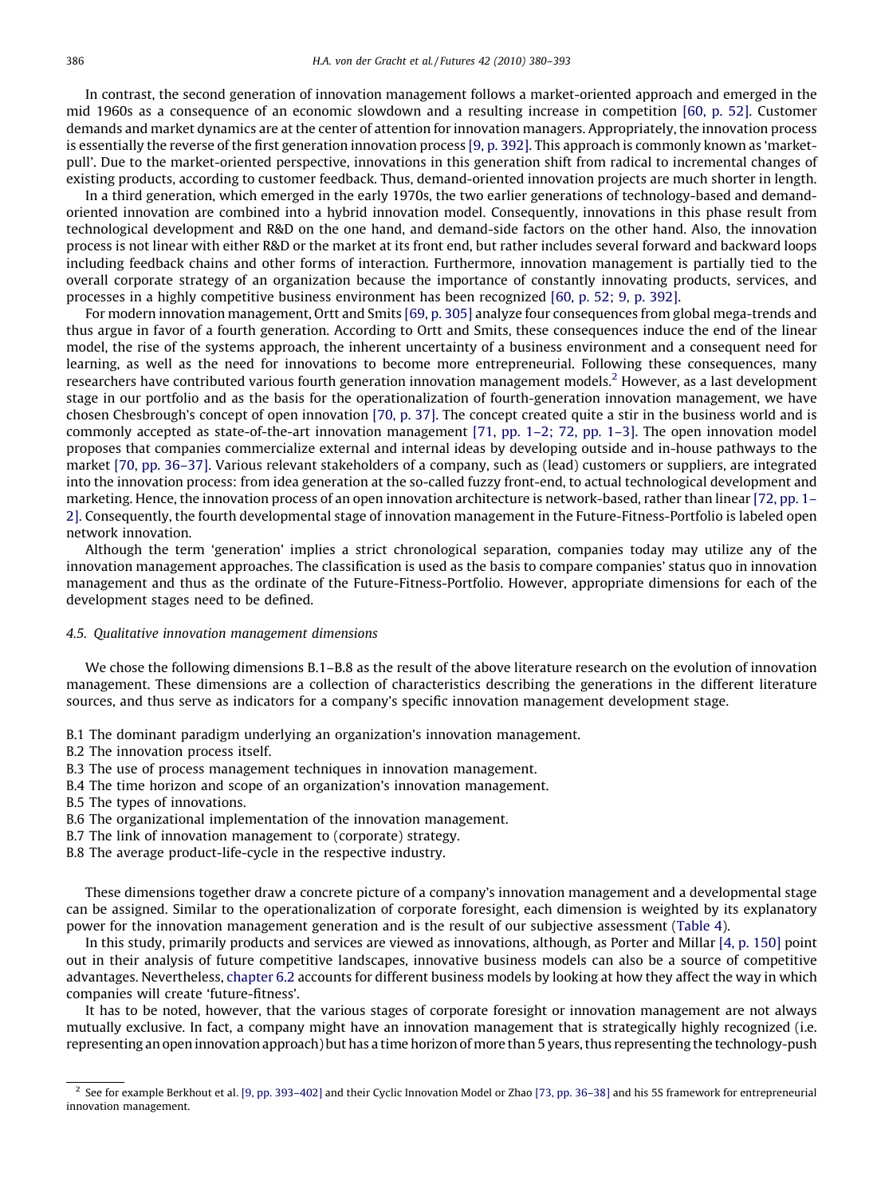In contrast, the second generation of innovation management follows a market-oriented approach and emerged in the mid 1960s as a consequence of an economic slowdown and a resulting increase in competition [60, p. 52]. Customer demands and market dynamics are at the center of attention for innovation managers. Appropriately, the innovation process is essentially the reverse of the first generation innovation process [9, p. 392]. This approach is commonly known as 'market-pull'. Due to the market-oriented perspective, innovations in this generation shift from radical to incremental changes of existing products, according to customer feedback. Thus, demand-oriented innovation projects are much shorter in length.

In a third generation, which emerged in the early 1970s, the two earlier generations of technology-based and demand-oriented innovation are combined into a hybrid innovation model. Consequently, innovations in this phase result from technological development and R&D on the one hand, and demand-side factors on the other hand. Also, the innovation process is not linear with either R&D or the market at its front end, but rather includes several forward and backward loops including feedback chains and other forms of interaction. Furthermore, innovation management is partially tied to the overall corporate strategy of an organization because the importance of constantly innovating products, services, and processes in a highly competitive business environment has been recognized [60, p. 52; 9, p. 392].

For modern innovation management, Ortt and Smits [69, p. 305] analyze four consequences from global mega-trends and thus argue in favor of a fourth generation. According to Ortt and Smits, these consequences induce the end of the linear model, the rise of the systems approach, the inherent uncertainty of a business environment and a consequent need for learning, as well as the need for innovations to become more entrepreneurial. Following these consequences, many researchers have contributed various fourth generation innovation management models.[2] However, as a last development stage in our portfolio and as the basis for the operationalization of fourth-generation innovation management, we have chosen Chesbrough's concept of open innovation [70, p. 37]. The concept created quite a stir in the business world and is commonly accepted as state-of-the-art innovation management [71, pp. 1–2; 72, pp. 1–3]. The open innovation model proposes that companies commercialize external and internal ideas by developing outside and in-house pathways to the market [70, pp. 36–37]. Various relevant stakeholders of a company, such as (lead) customers or suppliers, are integrated into the innovation process: from idea generation at the so-called fuzzy front-end, to actual technological development and marketing. Hence, the innovation process of an open innovation architecture is network-based, rather than linear [72, pp. 1–2]. Consequently, the fourth developmental stage of innovation management in the Future-Fitness-Portfolio is labeled open network innovation.

Although the term 'generation' implies a strict chronological separation, companies today may utilize any of the innovation management approaches. The classification is used as the basis to compare companies' status quo in innovation management and thus as the ordinate of the Future-Fitness-Portfolio. However, appropriate dimensions for each of the development stages need to be defined.

### 4.5. Qualitative innovation management dimensions

We chose the following dimensions B.1–B.8 as the result of the above literature research on the evolution of innovation management. These dimensions are a collection of characteristics describing the generations in the different literature sources, and thus serve as indicators for a company's specific innovation management development stage.

B.1 The dominant paradigm underlying an organization's innovation management.
B.2 The innovation process itself.
B.3 The use of process management techniques in innovation management.
B.4 The time horizon and scope of an organization's innovation management.
B.5 The types of innovations.
B.6 The organizational implementation of the innovation management.
B.7 The link of innovation management to (corporate) strategy.
B.8 The average product-life-cycle in the respective industry.

These dimensions together draw a concrete picture of a company's innovation management and a developmental stage can be assigned. Similar to the operationalization of corporate foresight, each dimension is weighted by its explanatory power for the innovation management generation and is the result of our subjective assessment (Table 4).

In this study, primarily products and services are viewed as innovations, although, as Porter and Millar [4, p. 150] point out in their analysis of future competitive landscapes, innovative business models can also be a source of competitive advantages. Nevertheless, chapter 6.2 accounts for different business models by looking at how they affect the way in which companies will create 'future-fitness'.

It has to be noted, however, that the various stages of corporate foresight or innovation management are not always mutually exclusive. In fact, a company might have an innovation management that is strategically highly recognized (i.e. representing an open innovation approach) but has a time horizon of more than 5 years, thus representing the technology-push

[2] See for example Berkhout et al. [9, pp. 393–402] and their Cyclic Innovation Model or Zhao [73, pp. 36–38] and his 5S framework for entrepreneurial innovation management.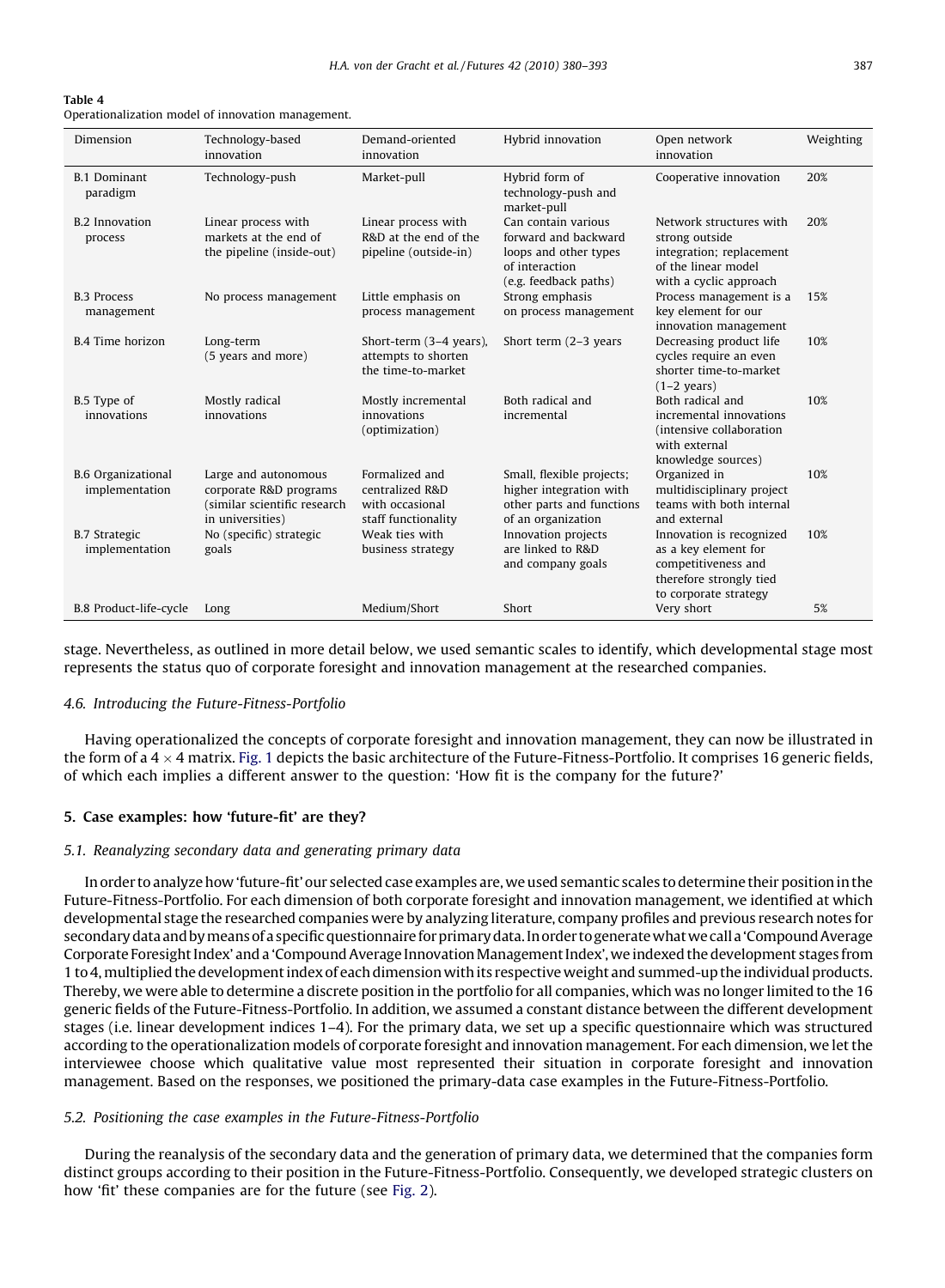**Table 4**
Operationalization model of innovation management.

| Dimension | Technology-based innovation | Demand-oriented innovation | Hybrid innovation | Open network innovation | Weighting |
|---|---|---|---|---|---|
| B.1 Dominant paradigm | Technology-push | Market-pull | Hybrid form of technology-push and market-pull | Cooperative innovation | 20% |
| B.2 Innovation process | Linear process with markets at the end of the pipeline (inside-out) | Linear process with R&D at the end of the pipeline (outside-in) | Can contain various forward and backward loops and other types of interaction (e.g. feedback paths) | Network structures with strong outside integration; replacement of the linear model with a cyclic approach | 20% |
| B.3 Process management | No process management | Little emphasis on process management | Strong emphasis on process management | Process management is a key element for our innovation management | 15% |
| B.4 Time horizon | Long-term (5 years and more) | Short-term (3–4 years), attempts to shorten the time-to-market | Short term (2–3 years | Decreasing product life cycles require an even shorter time-to-market (1–2 years) | 10% |
| B.5 Type of innovations | Mostly radical innovations | Mostly incremental innovations (optimization) | Both radical and incremental | Both radical and incremental innovations (intensive collaboration with external knowledge sources) | 10% |
| B.6 Organizational implementation | Large and autonomous corporate R&D programs (similar scientific research in universities) | Formalized and centralized R&D with occasional staff functionality | Small, flexible projects; higher integration with other parts and functions of an organization | Organized in multidisciplinary project teams with both internal and external | 10% |
| B.7 Strategic implementation | No (specific) strategic goals | Weak ties with business strategy | Innovation projects are linked to R&D and company goals | Innovation is recognized as a key element for competitiveness and therefore strongly tied to corporate strategy | 10% |
| B.8 Product-life-cycle | Long | Medium/Short | Short | Very short | 5% |

stage. Nevertheless, as outlined in more detail below, we used semantic scales to identify, which developmental stage most represents the status quo of corporate foresight and innovation management at the researched companies.

### 4.6. Introducing the Future-Fitness-Portfolio

Having operationalized the concepts of corporate foresight and innovation management, they can now be illustrated in the form of a $4 \times 4$ matrix. Fig. 1 depicts the basic architecture of the Future-Fitness-Portfolio. It comprises 16 generic fields, of which each implies a different answer to the question: 'How fit is the company for the future?'

## 5. Case examples: how 'future-fit' are they?

### 5.1. Reanalyzing secondary data and generating primary data

In order to analyze how 'future-fit' our selected case examples are, we used semantic scales to determine their position in the Future-Fitness-Portfolio. For each dimension of both corporate foresight and innovation management, we identified at which developmental stage the researched companies were by analyzing literature, company profiles and previous research notes for secondary data and by means of a specific questionnaire for primary data. In order to generate what we call a 'Compound Average Corporate Foresight Index' and a 'Compound Average Innovation Management Index', we indexed the development stages from 1 to 4, multiplied the development index of each dimension with its respective weight and summed-up the individual products. Thereby, we were able to determine a discrete position in the portfolio for all companies, which was no longer limited to the 16 generic fields of the Future-Fitness-Portfolio. In addition, we assumed a constant distance between the different development stages (i.e. linear development indices 1–4). For the primary data, we set up a specific questionnaire which was structured according to the operationalization models of corporate foresight and innovation management. For each dimension, we let the interviewee choose which qualitative value most represented their situation in corporate foresight and innovation management. Based on the responses, we positioned the primary-data case examples in the Future-Fitness-Portfolio.

### 5.2. Positioning the case examples in the Future-Fitness-Portfolio

During the reanalysis of the secondary data and the generation of primary data, we determined that the companies form distinct groups according to their position in the Future-Fitness-Portfolio. Consequently, we developed strategic clusters on how 'fit' these companies are for the future (see Fig. 2).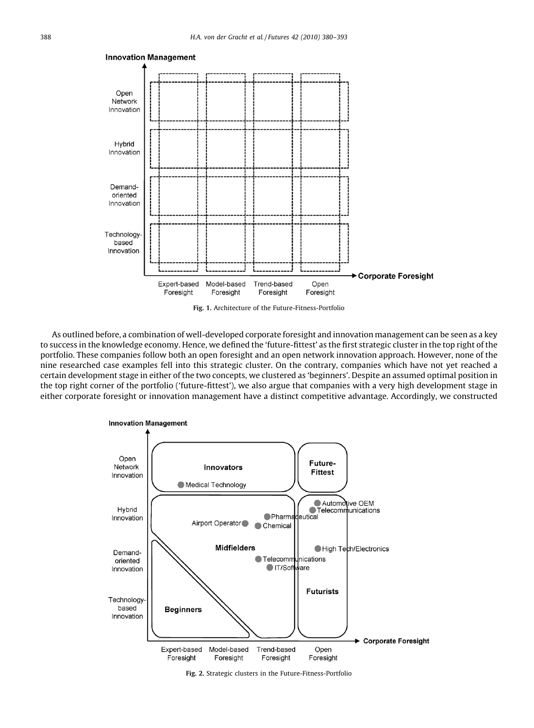Fig. 1. Architecture of the Future-Fitness-Portfolio

As outlined before, a combination of well-developed corporate foresight and innovation management can be seen as a key to success in the knowledge economy. Hence, we defined the 'future-fittest' as the first strategic cluster in the top right of the portfolio. These companies follow both an open foresight and an open network innovation approach. However, none of the nine researched case examples fell into this strategic cluster. On the contrary, companies which have not yet reached a certain development stage in either of the two concepts, we clustered as 'beginners'. Despite an assumed optimal position in the top right corner of the portfolio ('future-fittest'), we also argue that companies with a very high development stage in either corporate foresight or innovation management have a distinct competitive advantage. Accordingly, we constructed

Fig. 2. Strategic clusters in the Future-Fitness-Portfolio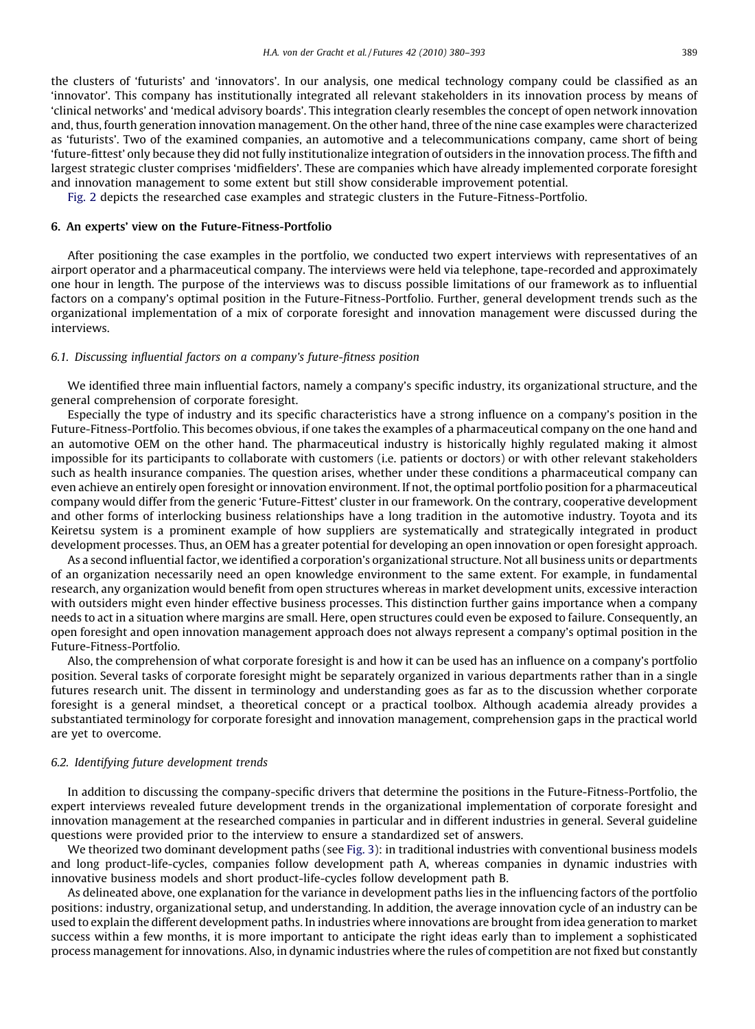the clusters of 'futurists' and 'innovators'. In our analysis, one medical technology company could be classified as an 'innovator'. This company has institutionally integrated all relevant stakeholders in its innovation process by means of 'clinical networks' and 'medical advisory boards'. This integration clearly resembles the concept of open network innovation and, thus, fourth generation innovation management. On the other hand, three of the nine case examples were characterized as 'futurists'. Two of the examined companies, an automotive and a telecommunications company, came short of being 'future-fittest' only because they did not fully institutionalize integration of outsiders in the innovation process. The fifth and largest strategic cluster comprises 'midfielders'. These are companies which have already implemented corporate foresight and innovation management to some extent but still show considerable improvement potential.

Fig. 2 depicts the researched case examples and strategic clusters in the Future-Fitness-Portfolio.

## 6. An experts' view on the Future-Fitness-Portfolio

After positioning the case examples in the portfolio, we conducted two expert interviews with representatives of an airport operator and a pharmaceutical company. The interviews were held via telephone, tape-recorded and approximately one hour in length. The purpose of the interviews was to discuss possible limitations of our framework as to influential factors on a company's optimal position in the Future-Fitness-Portfolio. Further, general development trends such as the organizational implementation of a mix of corporate foresight and innovation management were discussed during the interviews.

### 6.1. Discussing influential factors on a company's future-fitness position

We identified three main influential factors, namely a company's specific industry, its organizational structure, and the general comprehension of corporate foresight.

Especially the type of industry and its specific characteristics have a strong influence on a company's position in the Future-Fitness-Portfolio. This becomes obvious, if one takes the examples of a pharmaceutical company on the one hand and an automotive OEM on the other hand. The pharmaceutical industry is historically highly regulated making it almost impossible for its participants to collaborate with customers (i.e. patients or doctors) or with other relevant stakeholders such as health insurance companies. The question arises, whether under these conditions a pharmaceutical company can even achieve an entirely open foresight or innovation environment. If not, the optimal portfolio position for a pharmaceutical company would differ from the generic 'Future-Fittest' cluster in our framework. On the contrary, cooperative development and other forms of interlocking business relationships have a long tradition in the automotive industry. Toyota and its Keiretsu system is a prominent example of how suppliers are systematically and strategically integrated in product development processes. Thus, an OEM has a greater potential for developing an open innovation or open foresight approach.

As a second influential factor, we identified a corporation's organizational structure. Not all business units or departments of an organization necessarily need an open knowledge environment to the same extent. For example, in fundamental research, any organization would benefit from open structures whereas in market development units, excessive interaction with outsiders might even hinder effective business processes. This distinction further gains importance when a company needs to act in a situation where margins are small. Here, open structures could even be exposed to failure. Consequently, an open foresight and open innovation management approach does not always represent a company's optimal position in the Future-Fitness-Portfolio.

Also, the comprehension of what corporate foresight is and how it can be used has an influence on a company's portfolio position. Several tasks of corporate foresight might be separately organized in various departments rather than in a single futures research unit. The dissent in terminology and understanding goes as far as to the discussion whether corporate foresight is a general mindset, a theoretical concept or a practical toolbox. Although academia already provides a substantiated terminology for corporate foresight and innovation management, comprehension gaps in the practical world are yet to overcome.

### 6.2. Identifying future development trends

In addition to discussing the company-specific drivers that determine the positions in the Future-Fitness-Portfolio, the expert interviews revealed future development trends in the organizational implementation of corporate foresight and innovation management at the researched companies in particular and in different industries in general. Several guideline questions were provided prior to the interview to ensure a standardized set of answers.

We theorized two dominant development paths (see Fig. 3): in traditional industries with conventional business models and long product-life-cycles, companies follow development path A, whereas companies in dynamic industries with innovative business models and short product-life-cycles follow development path B.

As delineated above, one explanation for the variance in development paths lies in the influencing factors of the portfolio positions: industry, organizational setup, and understanding. In addition, the average innovation cycle of an industry can be used to explain the different development paths. In industries where innovations are brought from idea generation to market success within a few months, it is more important to anticipate the right ideas early than to implement a sophisticated process management for innovations. Also, in dynamic industries where the rules of competition are not fixed but constantly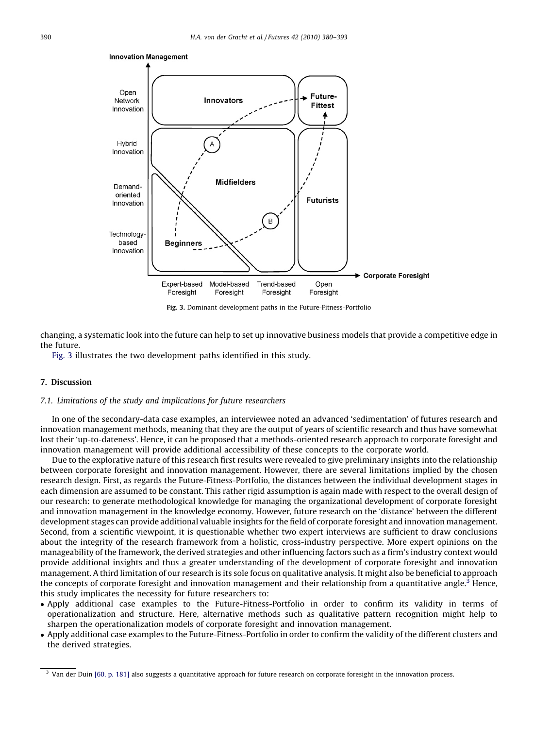Innovation Management

Open Network Innovation

Hybrid Innovation

Demand-oriented Innovation

Technology-based Innovation

Innovators

Future-Fittest

A

Midfielders

Futurists

B

Beginners

Corporate Foresight

Expert-based Foresight

Model-based Foresight

Trend-based Foresight

Open Foresight

Fig. 3. Dominant development paths in the Future-Fitness-Portfolio

changing, a systematic look into the future can help to set up innovative business models that provide a competitive edge in the future.

Fig. 3 illustrates the two development paths identified in this study.

## 7. Discussion

### 7.1. Limitations of the study and implications for future researchers

In one of the secondary-data case examples, an interviewee noted an advanced 'sedimentation' of futures research and innovation management methods, meaning that they are the output of years of scientific research and thus have somewhat lost their 'up-to-dateness'. Hence, it can be proposed that a methods-oriented research approach to corporate foresight and innovation management will provide additional accessibility of these concepts to the corporate world.

Due to the explorative nature of this research first results were revealed to give preliminary insights into the relationship between corporate foresight and innovation management. However, there are several limitations implied by the chosen research design. First, as regards the Future-Fitness-Portfolio, the distances between the individual development stages in each dimension are assumed to be constant. This rather rigid assumption is again made with respect to the overall design of our research: to generate methodological knowledge for managing the organizational development of corporate foresight and innovation management in the knowledge economy. However, future research on the 'distance' between the different development stages can provide additional valuable insights for the field of corporate foresight and innovation management. Second, from a scientific viewpoint, it is questionable whether two expert interviews are sufficient to draw conclusions about the integrity of the research framework from a holistic, cross-industry perspective. More expert opinions on the manageability of the framework, the derived strategies and other influencing factors such as a firm's industry context would provide additional insights and thus a greater understanding of the development of corporate foresight and innovation management. A third limitation of our research is its sole focus on qualitative analysis. It might also be beneficial to approach the concepts of corporate foresight and innovation management and their relationship from a quantitative angle.[3] Hence, this study implicates the necessity for future researchers to:

- Apply additional case examples to the Future-Fitness-Portfolio in order to confirm its validity in terms of operationalization and structure. Here, alternative methods such as qualitative pattern recognition might help to sharpen the operationalization models of corporate foresight and innovation management.
- Apply additional case examples to the Future-Fitness-Portfolio in order to confirm the validity of the different clusters and the derived strategies.

[3] Van der Duin [60, p. 181] also suggests a quantitative approach for future research on corporate foresight in the innovation process.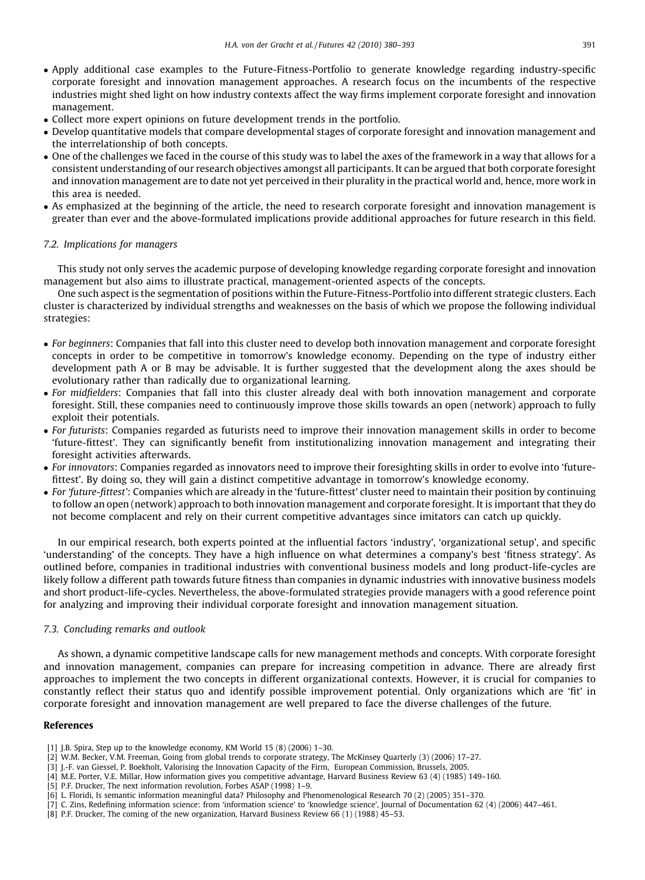- Apply additional case examples to the Future-Fitness-Portfolio to generate knowledge regarding industry-specific corporate foresight and innovation management approaches. A research focus on the incumbents of the respective industries might shed light on how industry contexts affect the way firms implement corporate foresight and innovation management.
- Collect more expert opinions on future development trends in the portfolio.
- Develop quantitative models that compare developmental stages of corporate foresight and innovation management and the interrelationship of both concepts.
- One of the challenges we faced in the course of this study was to label the axes of the framework in a way that allows for a consistent understanding of our research objectives amongst all participants. It can be argued that both corporate foresight and innovation management are to date not yet perceived in their plurality in the practical world and, hence, more work in this area is needed.
- As emphasized at the beginning of the article, the need to research corporate foresight and innovation management is greater than ever and the above-formulated implications provide additional approaches for future research in this field.

### 7.2. Implications for managers

This study not only serves the academic purpose of developing knowledge regarding corporate foresight and innovation management but also aims to illustrate practical, management-oriented aspects of the concepts.

One such aspect is the segmentation of positions within the Future-Fitness-Portfolio into different strategic clusters. Each cluster is characterized by individual strengths and weaknesses on the basis of which we propose the following individual strategies:

- *For beginners*: Companies that fall into this cluster need to develop both innovation management and corporate foresight concepts in order to be competitive in tomorrow's knowledge economy. Depending on the type of industry either development path A or B may be advisable. It is further suggested that the development along the axes should be evolutionary rather than radically due to organizational learning.
- *For midfielders*: Companies that fall into this cluster already deal with both innovation management and corporate foresight. Still, these companies need to continuously improve those skills towards an open (network) approach to fully exploit their potentials.
- *For futurists*: Companies regarded as futurists need to improve their innovation management skills in order to become 'future-fittest'. They can significantly benefit from institutionalizing innovation management and integrating their foresight activities afterwards.
- *For innovators*: Companies regarded as innovators need to improve their foresighting skills in order to evolve into 'future-fittest'. By doing so, they will gain a distinct competitive advantage in tomorrow's knowledge economy.
- *For 'future-fittest'*: Companies which are already in the 'future-fittest' cluster need to maintain their position by continuing to follow an open (network) approach to both innovation management and corporate foresight. It is important that they do not become complacent and rely on their current competitive advantages since imitators can catch up quickly.

In our empirical research, both experts pointed at the influential factors 'industry', 'organizational setup', and specific 'understanding' of the concepts. They have a high influence on what determines a company's best 'fitness strategy'. As outlined before, companies in traditional industries with conventional business models and long product-life-cycles are likely follow a different path towards future fitness than companies in dynamic industries with innovative business models and short product-life-cycles. Nevertheless, the above-formulated strategies provide managers with a good reference point for analyzing and improving their individual corporate foresight and innovation management situation.

### 7.3. Concluding remarks and outlook

As shown, a dynamic competitive landscape calls for new management methods and concepts. With corporate foresight and innovation management, companies can prepare for increasing competition in advance. There are already first approaches to implement the two concepts in different organizational contexts. However, it is crucial for companies to constantly reflect their status quo and identify possible improvement potential. Only organizations which are 'fit' in corporate foresight and innovation management are well prepared to face the diverse challenges of the future.

## References

[1] J.B. Spira, Step up to the knowledge economy, KM World 15 (8) (2006) 1–30.
[2] W.M. Becker, V.M. Freeman, Going from global trends to corporate strategy, The McKinsey Quarterly (3) (2006) 17–27.
[3] J.-F. van Giessel, P. Boekholt, Valorising the Innovation Capacity of the Firm, European Commission, Brussels, 2005.
[4] M.E. Porter, V.E. Millar, How information gives you competitive advantage, Harvard Business Review 63 (4) (1985) 149–160.
[5] P.F. Drucker, The next information revolution, Forbes ASAP (1998) 1–9.
[6] L. Floridi, Is semantic information meaningful data? Philosophy and Phenomenological Research 70 (2) (2005) 351–370.
[7] C. Zins, Redefining information science: from 'information science' to 'knowledge science', Journal of Documentation 62 (4) (2006) 447–461.
[8] P.F. Drucker, The coming of the new organization, Harvard Business Review 66 (1) (1988) 45–53.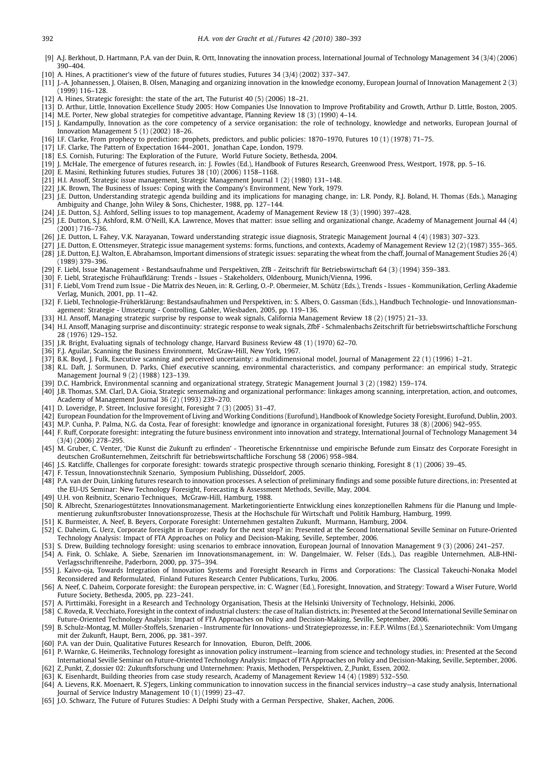[9] A.J. Berkhout, D. Hartmann, P.A. van der Duin, R. Ortt, Innovating the innovation process, International Journal of Technology Management 34 (3/4) (2006) 390–404.

[10] A. Hines, A practitioner's view of the future of futures studies, Futures 34 (3/4) (2002) 337–347.

[11] J.-A. Johannessen, J. Olaisen, B. Olsen, Managing and organizing innovation in the knowledge economy, European Journal of Innovation Management 2 (3) (1999) 116–128.

[12] A. Hines, Strategic foresight: the state of the art, The Futurist 40 (5) (2006) 18–21.

[13] D. Arthur, Little, Innovation Excellence Study 2005: How Companies Use Innovation to Improve Profitability and Growth, Arthur D. Little, Boston, 2005.

[14] M.E. Porter, New global strategies for competitive advantage, Planning Review 18 (3) (1990) 4–14.

[15] J. Kandampully, Innovation as the core competency of a service organisation: the role of technology, knowledge and networks, European Journal of Innovation Management 5 (1) (2002) 18–26.

[16] I.F. Clarke, From prophecy to prediction: prophets, predictors, and public policies: 1870–1970, Futures 10 (1) (1978) 71–75.

[17] I.F. Clarke, The Pattern of Expectation 1644–2001, Jonathan Cape, London, 1979.

[18] E.S. Cornish, Futuring: The Exploration of the Future, World Future Society, Bethesda, 2004.

[19] J. McHale, The emergence of futures research, in: J. Fowles (Ed.), Handbook of Futures Research, Greenwood Press, Westport, 1978, pp. 5–16.

[20] E. Masini, Rethinking futures studies, Futures 38 (10) (2006) 1158–1168.

[21] H.I. Ansoff, Strategic issue management, Strategic Management Journal 1 (2) (1980) 131–148.

[22] J.K. Brown, The Business of Issues: Coping with the Company's Environment, New York, 1979.

[23] J.E. Dutton, Understanding strategic agenda building and its implications for managing change, in: L.R. Pondy, R.J. Boland, H. Thomas (Eds.), Managing Ambiguity and Change, John Wiley & Sons, Chichester, 1988, pp. 127–144.

[24] J.E. Dutton, S.J. Ashford, Selling issues to top management, Academy of Management Review 18 (3) (1990) 397–428.

[25] J.E. Dutton, S.J. Ashford, R.M. O'Neill, K.A. Lawrence, Moves that matter: issue selling and organizational change, Academy of Management Journal 44 (4) (2001) 716–736.

[26] J.E. Dutton, L. Fahey, V.K. Narayanan, Toward understanding strategic issue diagnosis, Strategic Management Journal 4 (4) (1983) 307–323.

[27] J.E. Dutton, E. Ottensmeyer, Strategic issue management systems: forms, functions, and contexts, Academy of Management Review 12 (2) (1987) 355–365.

[28] J.E. Dutton, E.J. Walton, E. Abrahamson, Important dimensions of strategic issues: separating the wheat from the chaff, Journal of Management Studies 26 (4) (1989) 379–396.

[29] F. Liebl, Issue Management - Bestandsaufnahme und Perspektiven, ZfB - Zeitschrift für Betriebswirtschaft 64 (3) (1994) 359–383.

[30] F. Liebl, Strategische Frühaufklärung: Trends - Issues - Stakeholders, Oldenbourg, Munich/Vienna, 1996.

[31] F. Liebl, Vom Trend zum Issue - Die Matrix des Neuen, in: R. Gerling, O.-P. Obermeier, M. Schütz (Eds.), Trends - Issues - Kommunikation, Gerling Akademie Verlag, Munich, 2001, pp. 11–42.

[32] F. Liebl, Technologie-Früherklärung: Bestandsaufnahmen und Perspektiven, in: S. Albers, O. Gassman (Eds.), Handbuch Technologie- und Innovationsmanagement: Strategie - Umsetzung - Controlling, Gabler, Wiesbaden, 2005, pp. 119–136.

[33] H.I. Ansoff, Managing strategic surprise by response to weak signals, California Management Review 18 (2) (1975) 21–33.

[34] H.I. Ansoff, Managing surprise and discontinuity: strategic response to weak signals, ZfbF - Schmalenbachs Zeitschrift für betriebswirtschaftliche Forschung 28 (1976) 129–152.

[35] J.R. Bright, Evaluating signals of technology change, Harvard Business Review 48 (1) (1970) 62–70.

[36] F.J. Aguilar, Scanning the Business Environment, McGraw-Hill, New York, 1967.

[37] B.K. Boyd, J. Fulk, Executive scanning and perceived uncertainty: a multidimensional model, Journal of Management 22 (1) (1996) 1–21.

[38] R.L. Daft, J. Sormunen, D. Parks, Chief executive scanning, environmental characteristics, and company performance: an empirical study, Strategic Management Journal 9 (2) (1988) 123–139.

[39] D.C. Hambrick, Environmental scanning and organizational strategy, Strategic Management Journal 3 (2) (1982) 159–174.

[40] J.B. Thomas, S.M. Clarl, D.A. Gioia, Strategic sensemaking and organizational performance: linkages among scanning, interpretation, action, and outcomes, Academy of Management Journal 36 (2) (1993) 239–270.

[41] D. Loveridge, P. Street, Inclusive foresight, Foresight 7 (3) (2005) 31–47.

[42] European Foundation for the Improvement of Living and Working Conditions (Eurofund), Handbook of Knowledge Society Foresight, Eurofund, Dublin, 2003.

[43] M.P. Cunha, P. Palma, N.G. da Costa, Fear of foresight: knowledge and ignorance in organizational foresight, Futures 38 (8) (2006) 942–955.

[44] F. Ruff, Corporate foresight: integrating the future business environment into innovation and strategy, International Journal of Technology Management 34 (3/4) (2006) 278–295.

[45] M. Gruber, C. Venter, 'Die Kunst die Zukunft zu erfinden' - Theoretische Erkenntnisse und empirische Befunde zum Einsatz des Corporate Foresight in deutschen Großunternehmen, Zeitschrift für betriebswirtschaftliche Forschung 58 (2006) 958–984.

[46] J.S. Ratcliffe, Challenges for corporate foresight: towards strategic prospective through scenario thinking, Foresight 8 (1) (2006) 39–45.

[47] F. Tessun, Innovationstechnik Szenario, Symposium Publishing, Düsseldorf, 2005.

[48] P.A. van der Duin, Linking futures research to innovation processes. A selection of preliminary findings and some possible future directions, in: Presented at the EU-US Seminar: New Technology Foresight, Forecasting & Assessment Methods, Seville, May, 2004.

[49] U.H. von Reibnitz, Scenario Techniques, McGraw-Hill, Hamburg, 1988.

[50] R. Albrecht, Szenariogestütztes Innovationsmanagement. Marketingorientierte Entwicklung eines konzeptionellen Rahmens für die Planung und Implementierung zukunftsrobuster Innovationsprozesse, Thesis at the Hochschule für Wirtschaft und Politik Hamburg, Hamburg, 1999.

[51] K. Burmeister, A. Neef, B. Beyers, Corporate Foresight: Unternehmen gestalten Zukunft, Murmann, Hamburg, 2004.

[52] C. Daheim, G. Uerz, Corporate foresight in Europe: ready for the next step? in: Presented at the Second International Seville Seminar on Future-Oriented Technology Analysis: Impact of FTA Approaches on Policy and Decision-Making, Seville, September, 2006.

[53] S. Drew, Building technology foresight: using scenarios to embrace innovation, European Journal of Innovation Management 9 (3) (2006) 241–257.

[54] A. Fink, O. Schlake, A. Siebe, Szenarien im Innovationsmanagement, in: W. Dangelmaier, W. Felser (Eds.), Das reagible Unternehmen, ALB-HNI-Verlagsschriftenreihe, Paderborn, 2000, pp. 375–394.

[55] J. Kaivo-oja, Towards Integration of Innovation Systems and Foresight Research in Firms and Corporations: The Classical Takeuchi-Nonaka Model Reconsidered and Reformulated, Finland Futures Research Center Publications, Turku, 2006.

[56] A. Neef, C. Daheim, Corporate foresight: the European perspective, in: C. Wagner (Ed.), Foresight, Innovation, and Strategy: Toward a Wiser Future, World Future Society, Bethesda, 2005, pp. 223–241.

[57] A. Pirttimäki, Foresight in a Research and Technology Organisation, Thesis at the Helsinki University of Technology, Helsinki, 2006.

[58] C. Roveda, R. Vecchiato, Foresight in the context of industrial clusters: the case of Italian districts, in: Presented at the Second International Seville Seminar on Future-Oriented Technology Analysis: Impact of FTA Approaches on Policy and Decision-Making, Seville, September, 2006.

[59] B. Schulz-Montag, M. Müller-Stoffels, Szenarien - Instrumente für Innovations- und Strategieprozesse, in: F.E.P. Wilms (Ed.), Szenariotechnik: Vom Umgang mit der Zukunft, Haupt, Bern, 2006, pp. 381–397.

[60] P.A. van der Duin, Qualitative Futures Research for Innovation, Eburon, Delft, 2006.

[61] P. Warnke, G. Heimeriks, Technology foresight as innovation policy instrument—learning from science and technology studies, in: Presented at the Second International Seville Seminar on Future-Oriented Technology Analysis: Impact of FTA Approaches on Policy and Decision-Making, Seville, September, 2006.

[62] Z_Punkt, Z_dossier 02: Zukunftsforschung und Unternehmen: Praxis, Methoden, Perspektiven, Z_Punkt, Essen, 2002.

[63] K. Eisenhardt, Building theories from case study research, Academy of Management Review 14 (4) (1989) 532–550.

[64] A. Lievens, R.K. Moenaert, R. S'Jegers, Linking communication to innovation success in the financial services industry—a case study analysis, International Journal of Service Industry Management 10 (1) (1999) 23–47.

[65] J.O. Schwarz, The Future of Futures Studies: A Delphi Study with a German Perspective, Shaker, Aachen, 2006.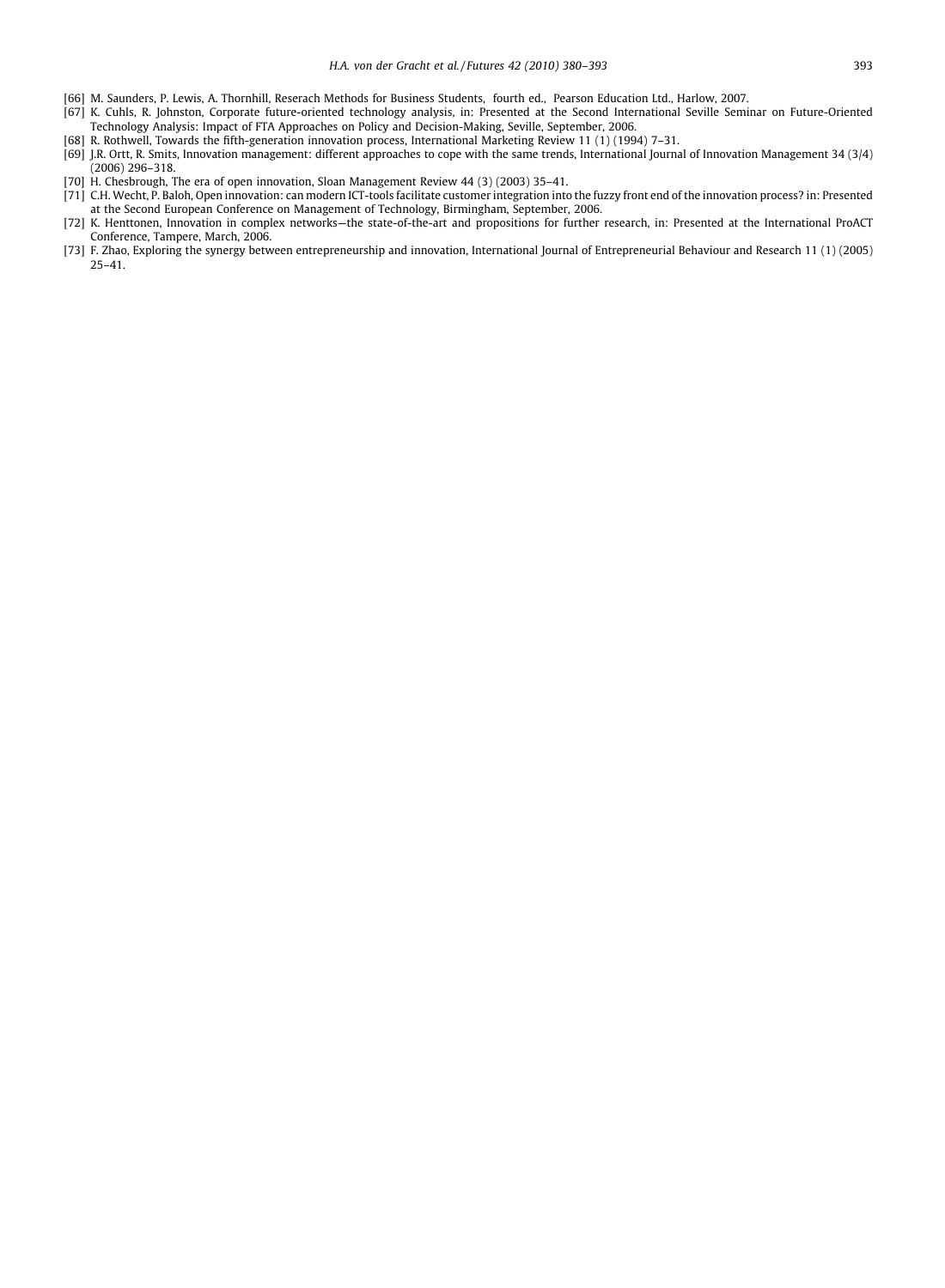[66] M. Saunders, P. Lewis, A. Thornhill, Reserach Methods for Business Students, fourth ed., Pearson Education Ltd., Harlow, 2007.

[67] K. Cuhls, R. Johnston, Corporate future-oriented technology analysis, in: Presented at the Second International Seville Seminar on Future-Oriented Technology Analysis: Impact of FTA Approaches on Policy and Decision-Making, Seville, September, 2006.

[68] R. Rothwell, Towards the fifth-generation innovation process, International Marketing Review 11 (1) (1994) 7–31.

[69] J.R. Ortt, R. Smits, Innovation management: different approaches to cope with the same trends, International Journal of Innovation Management 34 (3/4) (2006) 296–318.

[70] H. Chesbrough, The era of open innovation, Sloan Management Review 44 (3) (2003) 35–41.

[71] C.H. Wecht, P. Baloh, Open innovation: can modern ICT-tools facilitate customer integration into the fuzzy front end of the innovation process? in: Presented at the Second European Conference on Management of Technology, Birmingham, September, 2006.

[72] K. Henttonen, Innovation in complex networks—the state-of-the-art and propositions for further research, in: Presented at the International ProACT Conference, Tampere, March, 2006.

[73] F. Zhao, Exploring the synergy between entrepreneurship and innovation, International Journal of Entrepreneurial Behaviour and Research 11 (1) (2005) 25–41.